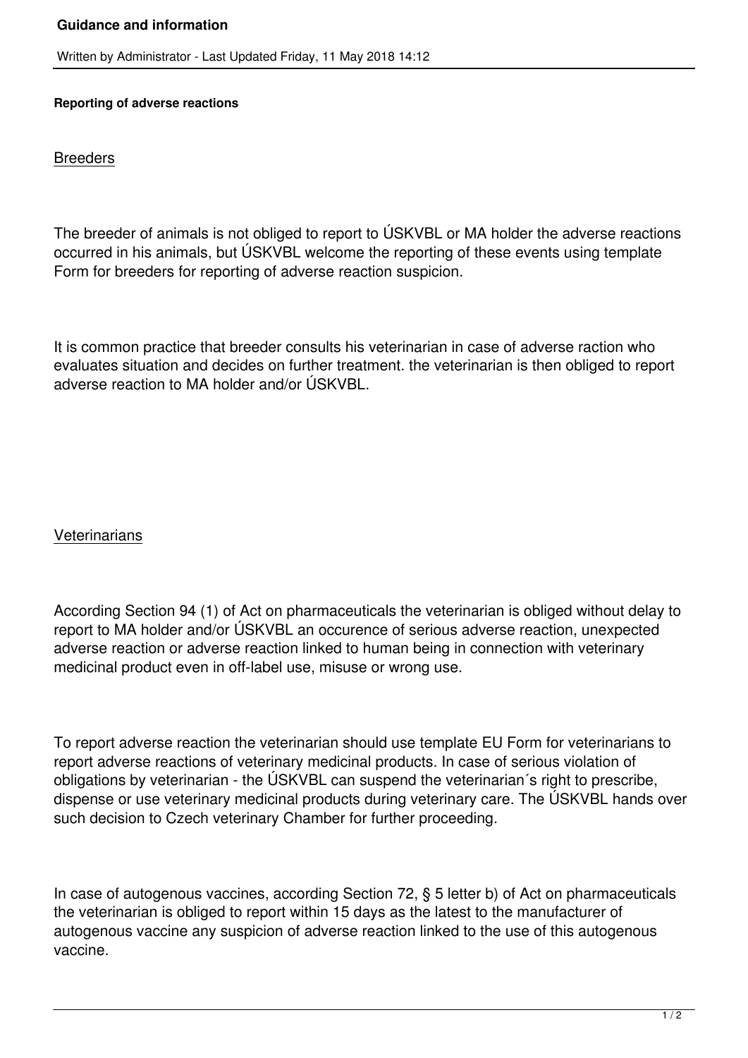# Guidance and information

Written by Administrator - Last Updated Friday, 11 May 2018 14:12

**Reporting of adverse reactions**

<u>Breeders</u>

The breeder of animals is not obliged to report to ÚSKVBL or MA holder the adverse reactions occurred in his animals, but ÚSKVBL welcome the reporting of these events using template Form for breeders for reporting of adverse reaction suspicion.

It is common practice that breeder consults his veterinarian in case of adverse raction who evaluates situation and decides on further treatment. the veterinarian is then obliged to report adverse reaction to MA holder and/or ÚSKVBL.

<u>Veterinarians</u>

According Section 94 (1) of Act on pharmaceuticals the veterinarian is obliged without delay to report to MA holder and/or ÚSKVBL an occurence of serious adverse reaction, unexpected adverse reaction or adverse reaction linked to human being in connection with veterinary medicinal product even in off-label use, misuse or wrong use.

To report adverse reaction the veterinarian should use template EU Form for veterinarians to report adverse reactions of veterinary medicinal products. In case of serious violation of obligations by veterinarian - the ÚSKVBL can suspend the veterinarian´s right to prescribe, dispense or use veterinary medicinal products during veterinary care. The ÚSKVBL hands over such decision to Czech veterinary Chamber for further proceeding.

In case of autogenous vaccines, according Section 72, § 5 letter b) of Act on pharmaceuticals the veterinarian is obliged to report within 15 days as the latest to the manufacturer of autogenous vaccine any suspicion of adverse reaction linked to the use of this autogenous vaccine.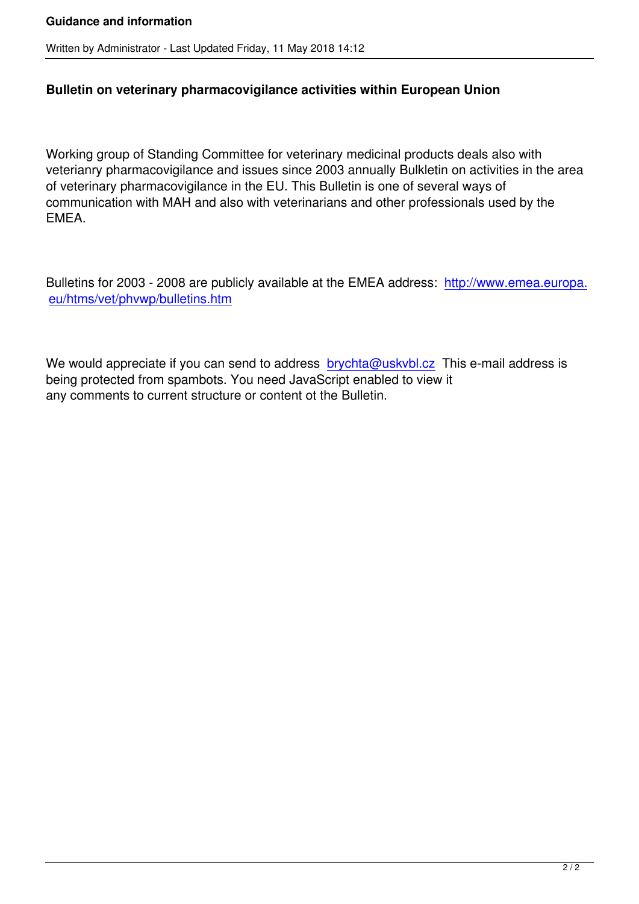## Bulletin on veterinary pharmacovigilance activities within European Union

Working group of Standing Committee for veterinary medicinal products deals also with veterianry pharmacovigilance and issues since 2003 annually Bulkletin on activities in the area of veterinary pharmacovigilance in the EU. This Bulletin is one of several ways of communication with MAH and also with veterinarians and other professionals used by the EMEA.

Bulletins for 2003 - 2008 are publicly available at the EMEA address: [http://www.emea.europa.eu/htms/vet/phvwp/bulletins.htm](http://www.emea.europa.eu/htms/vet/phvwp/bulletins.htm)

We would appreciate if you can send to address brychta@uskvbl.cz This e-mail address is being protected from spambots. You need JavaScript enabled to view it any comments to current structure or content ot the Bulletin.